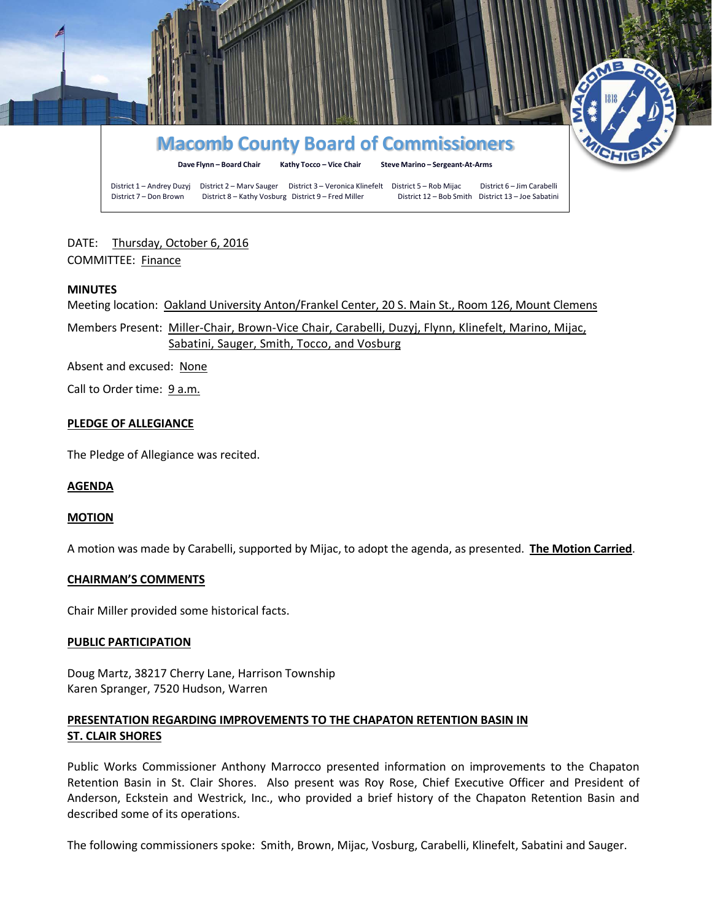# Macomb County Board of Commissioners

**Dave Flynn – Board Chair** **Kathy Tocco – Vice Chair** **Steve Marino – Sergeant-At-Arms**

District 1 – Andrey Duzyj District 2 – Marv Sauger District 3 – Veronica Klinefelt District 5 – Rob Mijac District 6 – Jim Carabelli
District 7 – Don Brown District 8 – Kathy Vosburg District 9 – Fred Miller District 12 – Bob Smith District 13 – Joe Sabatini

DATE: Thursday, October 6, 2016
COMMITTEE: Finance

**MINUTES**

Meeting location: Oakland University Anton/Frankel Center, 20 S. Main St., Room 126, Mount Clemens

Members Present: Miller-Chair, Brown-Vice Chair, Carabelli, Duzyj, Flynn, Klinefelt, Marino, Mijac, Sabatini, Sauger, Smith, Tocco, and Vosburg

Absent and excused: None

Call to Order time: 9 a.m.

**PLEDGE OF ALLEGIANCE**

The Pledge of Allegiance was recited.

**AGENDA**

**MOTION**

A motion was made by Carabelli, supported by Mijac, to adopt the agenda, as presented. **The Motion Carried**.

**CHAIRMAN'S COMMENTS**

Chair Miller provided some historical facts.

**PUBLIC PARTICIPATION**

Doug Martz, 38217 Cherry Lane, Harrison Township
Karen Spranger, 7520 Hudson, Warren

**PRESENTATION REGARDING IMPROVEMENTS TO THE CHAPATON RETENTION BASIN IN ST. CLAIR SHORES**

Public Works Commissioner Anthony Marrocco presented information on improvements to the Chapaton Retention Basin in St. Clair Shores. Also present was Roy Rose, Chief Executive Officer and President of Anderson, Eckstein and Westrick, Inc., who provided a brief history of the Chapaton Retention Basin and described some of its operations.

The following commissioners spoke: Smith, Brown, Mijac, Vosburg, Carabelli, Klinefelt, Sabatini and Sauger.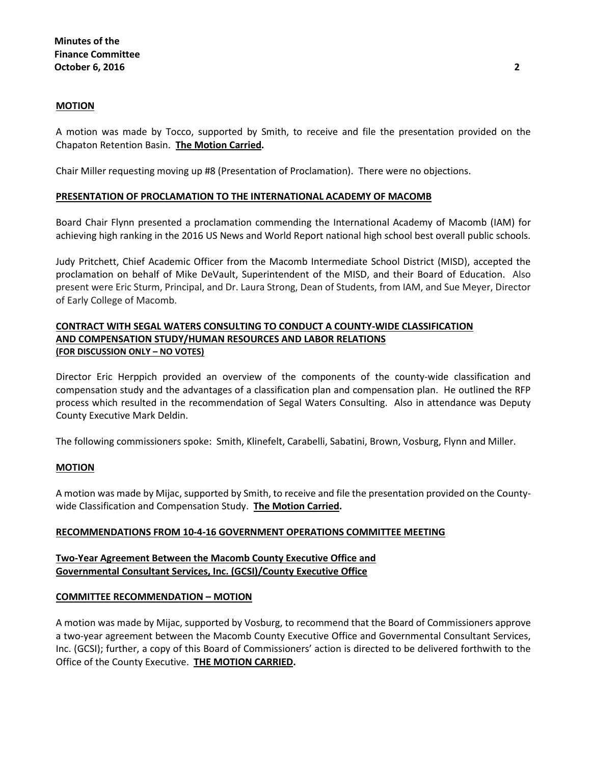**MOTION**

A motion was made by Tocco, supported by Smith, to receive and file the presentation provided on the Chapaton Retention Basin. **The Motion Carried.**

Chair Miller requesting moving up #8 (Presentation of Proclamation). There were no objections.

**PRESENTATION OF PROCLAMATION TO THE INTERNATIONAL ACADEMY OF MACOMB**

Board Chair Flynn presented a proclamation commending the International Academy of Macomb (IAM) for achieving high ranking in the 2016 US News and World Report national high school best overall public schools.

Judy Pritchett, Chief Academic Officer from the Macomb Intermediate School District (MISD), accepted the proclamation on behalf of Mike DeVault, Superintendent of the MISD, and their Board of Education. Also present were Eric Sturm, Principal, and Dr. Laura Strong, Dean of Students, from IAM, and Sue Meyer, Director of Early College of Macomb.

**CONTRACT WITH SEGAL WATERS CONSULTING TO CONDUCT A COUNTY-WIDE CLASSIFICATION AND COMPENSATION STUDY/HUMAN RESOURCES AND LABOR RELATIONS**
**(FOR DISCUSSION ONLY – NO VOTES)**

Director Eric Herppich provided an overview of the components of the county-wide classification and compensation study and the advantages of a classification plan and compensation plan. He outlined the RFP process which resulted in the recommendation of Segal Waters Consulting. Also in attendance was Deputy County Executive Mark Deldin.

The following commissioners spoke: Smith, Klinefelt, Carabelli, Sabatini, Brown, Vosburg, Flynn and Miller.

**MOTION**

A motion was made by Mijac, supported by Smith, to receive and file the presentation provided on the County-wide Classification and Compensation Study. **The Motion Carried.**

**RECOMMENDATIONS FROM 10-4-16 GOVERNMENT OPERATIONS COMMITTEE MEETING**

**Two-Year Agreement Between the Macomb County Executive Office and Governmental Consultant Services, Inc. (GCSI)/County Executive Office**

**COMMITTEE RECOMMENDATION – MOTION**

A motion was made by Mijac, supported by Vosburg, to recommend that the Board of Commissioners approve a two-year agreement between the Macomb County Executive Office and Governmental Consultant Services, Inc. (GCSI); further, a copy of this Board of Commissioners' action is directed to be delivered forthwith to the Office of the County Executive. **THE MOTION CARRIED.**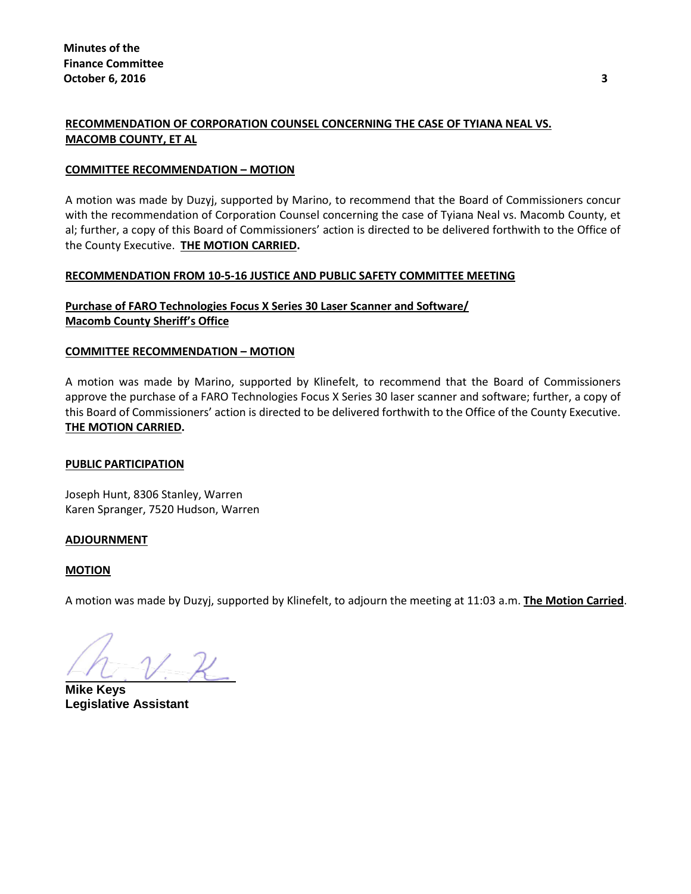**RECOMMENDATION OF CORPORATION COUNSEL CONCERNING THE CASE OF TYIANA NEAL VS. MACOMB COUNTY, ET AL**

**COMMITTEE RECOMMENDATION – MOTION**

A motion was made by Duzyj, supported by Marino, to recommend that the Board of Commissioners concur with the recommendation of Corporation Counsel concerning the case of Tyiana Neal vs. Macomb County, et al; further, a copy of this Board of Commissioners' action is directed to be delivered forthwith to the Office of the County Executive. **THE MOTION CARRIED.**

**RECOMMENDATION FROM 10-5-16 JUSTICE AND PUBLIC SAFETY COMMITTEE MEETING**

**Purchase of FARO Technologies Focus X Series 30 Laser Scanner and Software/ Macomb County Sheriff's Office**

**COMMITTEE RECOMMENDATION – MOTION**

A motion was made by Marino, supported by Klinefelt, to recommend that the Board of Commissioners approve the purchase of a FARO Technologies Focus X Series 30 laser scanner and software; further, a copy of this Board of Commissioners' action is directed to be delivered forthwith to the Office of the County Executive. **THE MOTION CARRIED.**

**PUBLIC PARTICIPATION**

Joseph Hunt, 8306 Stanley, Warren
Karen Spranger, 7520 Hudson, Warren

**ADJOURNMENT**

**MOTION**

A motion was made by Duzyj, supported by Klinefelt, to adjourn the meeting at 11:03 a.m. **The Motion Carried**.

**Mike Keys**
**Legislative Assistant**